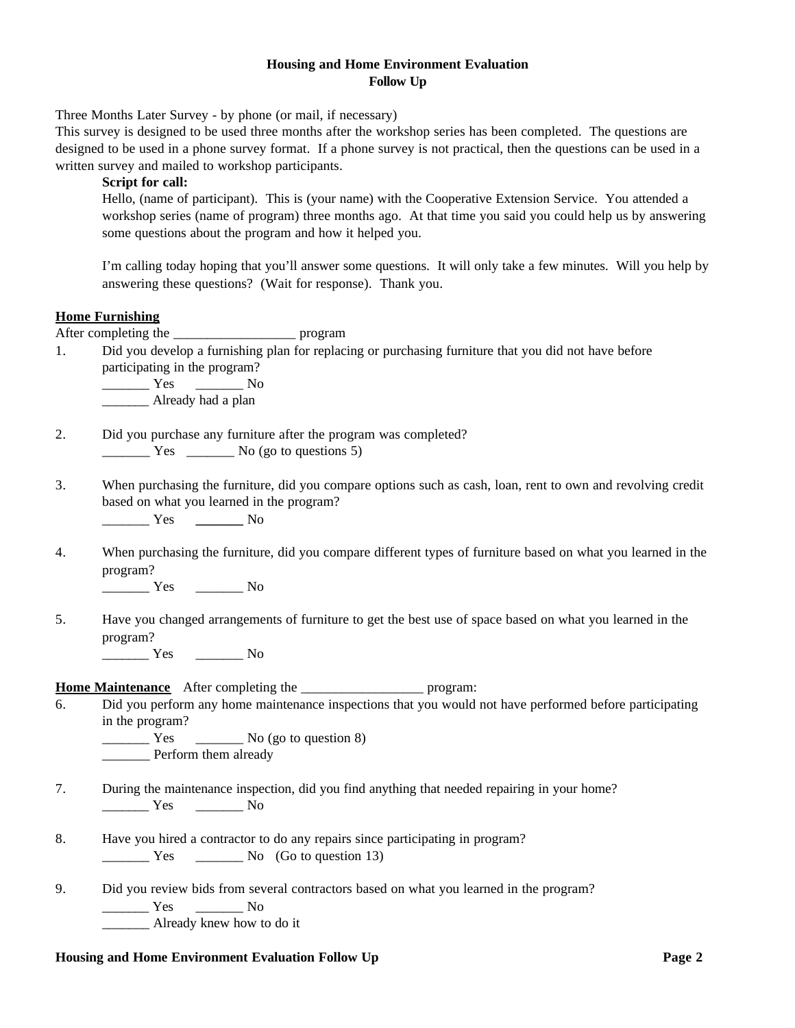**Housing and Home Environment Evaluation**
**Follow Up**

Three Months Later Survey - by phone (or mail, if necessary)
This survey is designed to be used three months after the workshop series has been completed. The questions are designed to be used in a phone survey format. If a phone survey is not practical, then the questions can be used in a written survey and mailed to workshop participants.

**Script for call:**

Hello, (name of participant). This is (your name) with the Cooperative Extension Service. You attended a workshop series (name of program) three months ago. At that time you said you could help us by answering some questions about the program and how it helped you.

I'm calling today hoping that you'll answer some questions. It will only take a few minutes. Will you help by answering these questions? (Wait for response). Thank you.

**Home Furnishing**

After completing the __________________ program

1. Did you develop a furnishing plan for replacing or purchasing furniture that you did not have before participating in the program?
   _______ Yes _______ No
   _______ Already had a plan

2. Did you purchase any furniture after the program was completed?
   _______ Yes _______ No (go to questions 5)

3. When purchasing the furniture, did you compare options such as cash, loan, rent to own and revolving credit based on what you learned in the program?
   _______ Yes _______ No

4. When purchasing the furniture, did you compare different types of furniture based on what you learned in the program?
   _______ Yes _______ No

5. Have you changed arrangements of furniture to get the best use of space based on what you learned in the program?
   _______ Yes _______ No

**Home Maintenance** After completing the __________________ program:

6. Did you perform any home maintenance inspections that you would not have performed before participating in the program?
   _______ Yes _______ No (go to question 8)
   _______ Perform them already

7. During the maintenance inspection, did you find anything that needed repairing in your home?
   _______ Yes _______ No

8. Have you hired a contractor to do any repairs since participating in program?
   _______ Yes _______ No (Go to question 13)

9. Did you review bids from several contractors based on what you learned in the program?
   _______ Yes _______ No
   _______ Already knew how to do it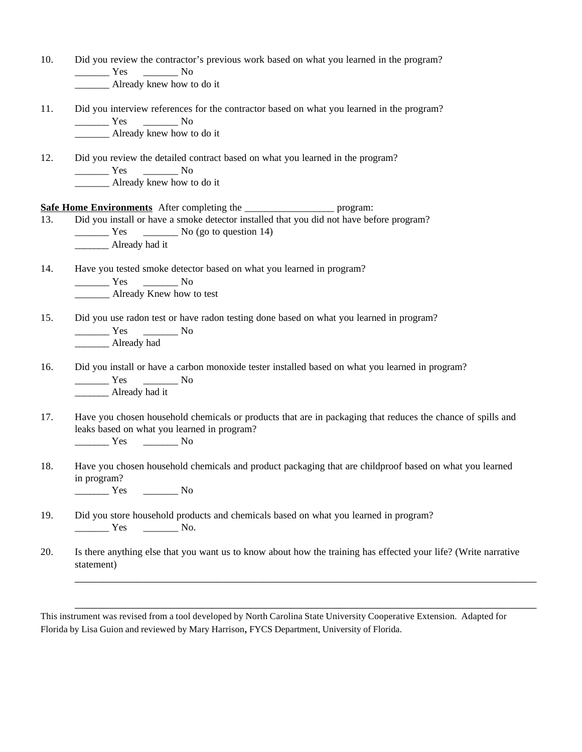10. Did you review the contractor's previous work based on what you learned in the program?
    _______ Yes _______ No
    _______ Already knew how to do it

11. Did you interview references for the contractor based on what you learned in the program?
    _______ Yes _______ No
    _______ Already knew how to do it

12. Did you review the detailed contract based on what you learned in the program?
    _______ Yes _______ No
    _______ Already knew how to do it

**Safe Home Environments** After completing the __________________ program:

13. Did you install or have a smoke detector installed that you did not have before program?
    _______ Yes _______ No (go to question 14)
    _______ Already had it

14. Have you tested smoke detector based on what you learned in program?
    _______ Yes _______ No
    _______ Already Knew how to test

15. Did you use radon test or have radon testing done based on what you learned in program?
    _______ Yes _______ No
    _______ Already had

16. Did you install or have a carbon monoxide tester installed based on what you learned in program?
    _______ Yes _______ No
    _______ Already had it

17. Have you chosen household chemicals or products that are in packaging that reduces the chance of spills and leaks based on what you learned in program?
    _______ Yes _______ No

18. Have you chosen household chemicals and product packaging that are childproof based on what you learned in program?
    _______ Yes _______ No

19. Did you store household products and chemicals based on what you learned in program?
    _______ Yes _______ No.

20. Is there anything else that you want us to know about how the training has effected your life? (Write narrative statement)

    ______________________________________________________________________________

    ______________________________________________________________________________

This instrument was revised from a tool developed by North Carolina State University Cooperative Extension. Adapted for Florida by Lisa Guion and reviewed by Mary Harrison, FYCS Department, University of Florida.